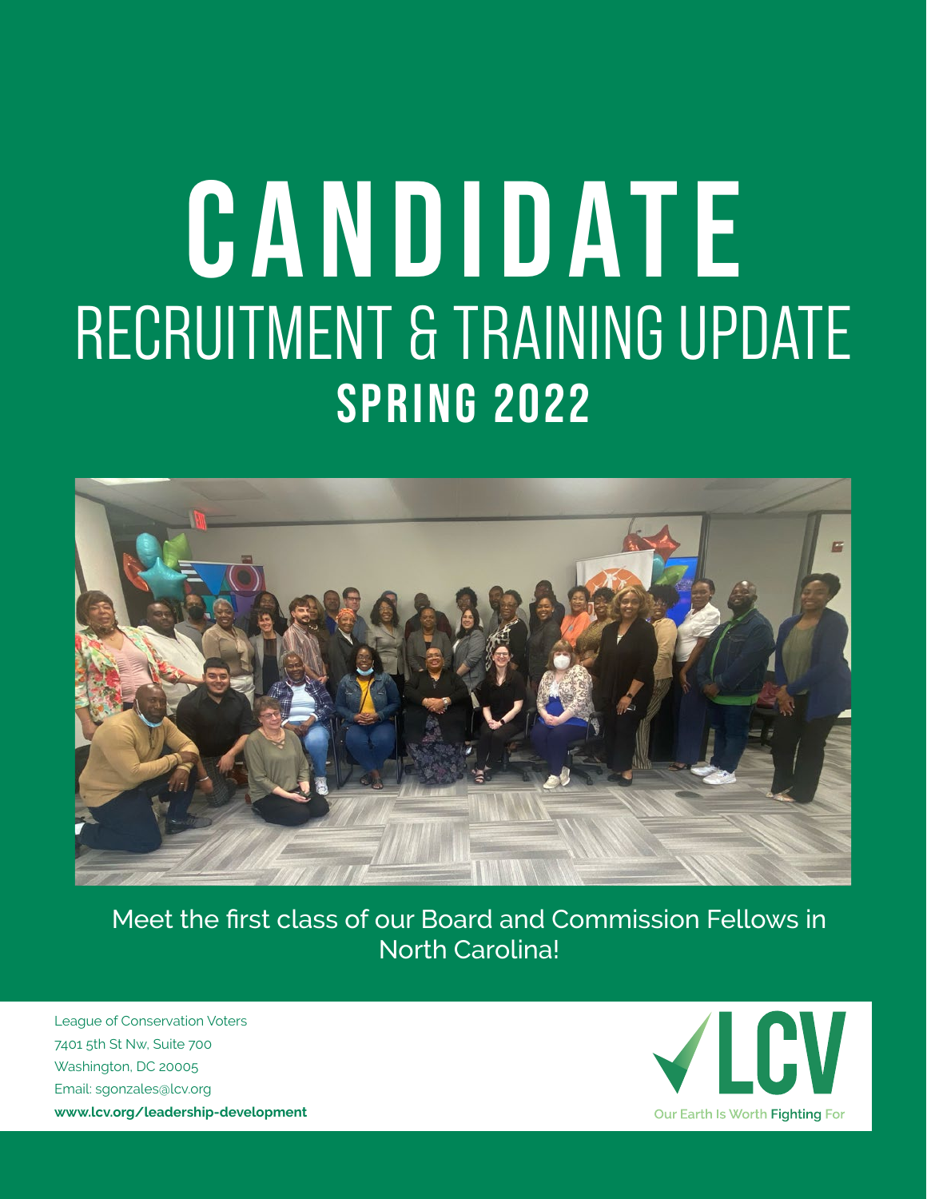# CANDIDATE

## RECRUITMENT & TRAINING UPDATE

## SPRING 2022

Meet the first class of our Board and Commission Fellows in North Carolina!

League of Conservation Voters
7401 5th St Nw, Suite 700
Washington, DC 20005
Email: sgonzales@lcv.org
**www.lcv.org/leadership-development**

LCV
Our Earth Is Worth Fighting For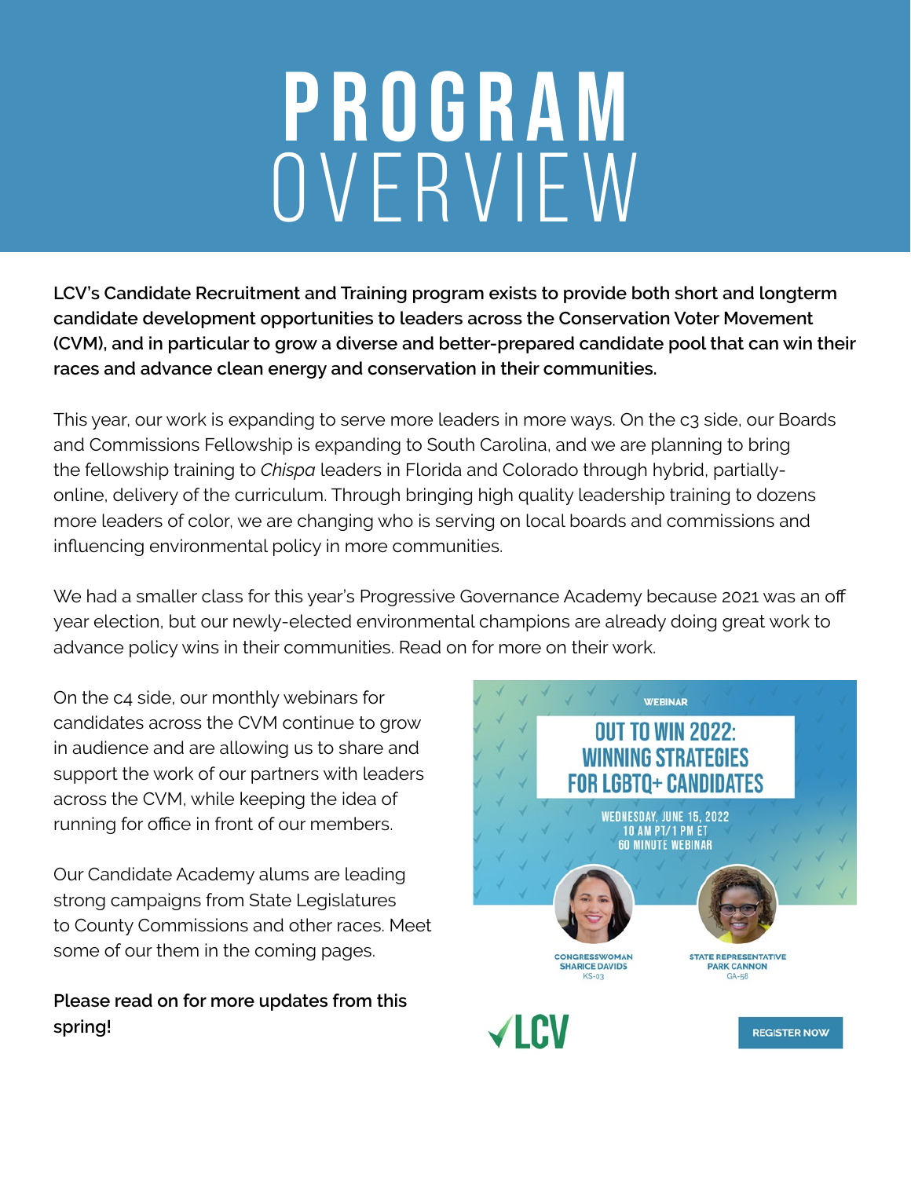# PROGRAM OVERVIEW

**LCV's Candidate Recruitment and Training program exists to provide both short and longterm candidate development opportunities to leaders across the Conservation Voter Movement (CVM), and in particular to grow a diverse and better-prepared candidate pool that can win their races and advance clean energy and conservation in their communities.**

This year, our work is expanding to serve more leaders in more ways. On the c3 side, our Boards and Commissions Fellowship is expanding to South Carolina, and we are planning to bring the fellowship training to *Chispa* leaders in Florida and Colorado through hybrid, partially-online, delivery of the curriculum. Through bringing high quality leadership training to dozens more leaders of color, we are changing who is serving on local boards and commissions and influencing environmental policy in more communities.

We had a smaller class for this year's Progressive Governance Academy because 2021 was an off year election, but our newly-elected environmental champions are already doing great work to advance policy wins in their communities. Read on for more on their work.

On the c4 side, our monthly webinars for candidates across the CVM continue to grow in audience and are allowing us to share and support the work of our partners with leaders across the CVM, while keeping the idea of running for office in front of our members.

Our Candidate Academy alums are leading strong campaigns from State Legislatures to County Commissions and other races. Meet some of our them in the coming pages.

**Please read on for more updates from this spring!**

WEBINAR

OUT TO WIN 2022: WINNING STRATEGIES FOR LGBTQ+ CANDIDATES

WEDNESDAY, JUNE 15, 2022
10 AM PT/1 PM ET
60 MINUTE WEBINAR

CONGRESSWOMAN SHARICE DAVIDS
KS-03

STATE REPRESENTATIVE PARK CANNON
GA-58

LCV

REGISTER NOW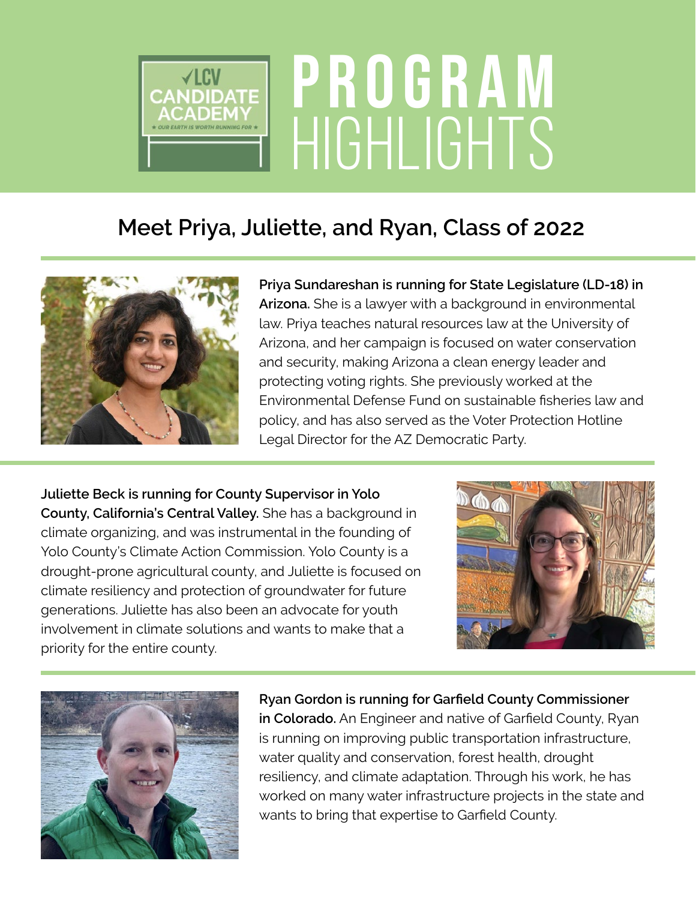# PROGRAM HIGHLIGHTS

## Meet Priya, Juliette, and Ryan, Class of 2022

**Priya Sundareshan is running for State Legislature (LD-18) in Arizona.** She is a lawyer with a background in environmental law. Priya teaches natural resources law at the University of Arizona, and her campaign is focused on water conservation and security, making Arizona a clean energy leader and protecting voting rights. She previously worked at the Environmental Defense Fund on sustainable fisheries law and policy, and has also served as the Voter Protection Hotline Legal Director for the AZ Democratic Party.

**Juliette Beck is running for County Supervisor in Yolo County, California's Central Valley.** She has a background in climate organizing, and was instrumental in the founding of Yolo County's Climate Action Commission. Yolo County is a drought-prone agricultural county, and Juliette is focused on climate resiliency and protection of groundwater for future generations. Juliette has also been an advocate for youth involvement in climate solutions and wants to make that a priority for the entire county.

**Ryan Gordon is running for Garfield County Commissioner in Colorado.** An Engineer and native of Garfield County, Ryan is running on improving public transportation infrastructure, water quality and conservation, forest health, drought resiliency, and climate adaptation. Through his work, he has worked on many water infrastructure projects in the state and wants to bring that expertise to Garfield County.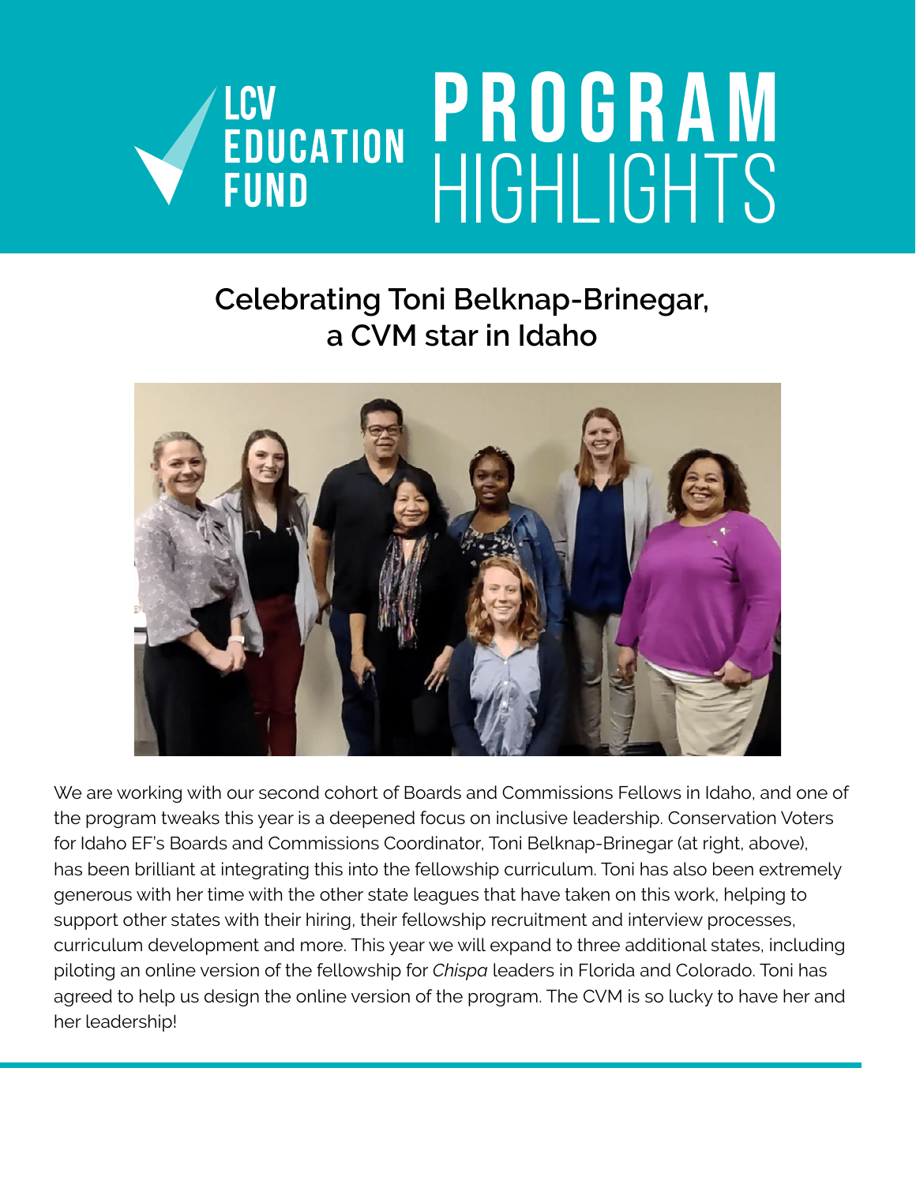# LCV EDUCATION FUND PROGRAM HIGHLIGHTS

## Celebrating Toni Belknap-Brinegar, a CVM star in Idaho

We are working with our second cohort of Boards and Commissions Fellows in Idaho, and one of the program tweaks this year is a deepened focus on inclusive leadership. Conservation Voters for Idaho EF's Boards and Commissions Coordinator, Toni Belknap-Brinegar (at right, above), has been brilliant at integrating this into the fellowship curriculum. Toni has also been extremely generous with her time with the other state leagues that have taken on this work, helping to support other states with their hiring, their fellowship recruitment and interview processes, curriculum development and more. This year we will expand to three additional states, including piloting an online version of the fellowship for *Chispa* leaders in Florida and Colorado. Toni has agreed to help us design the online version of the program. The CVM is so lucky to have her and her leadership!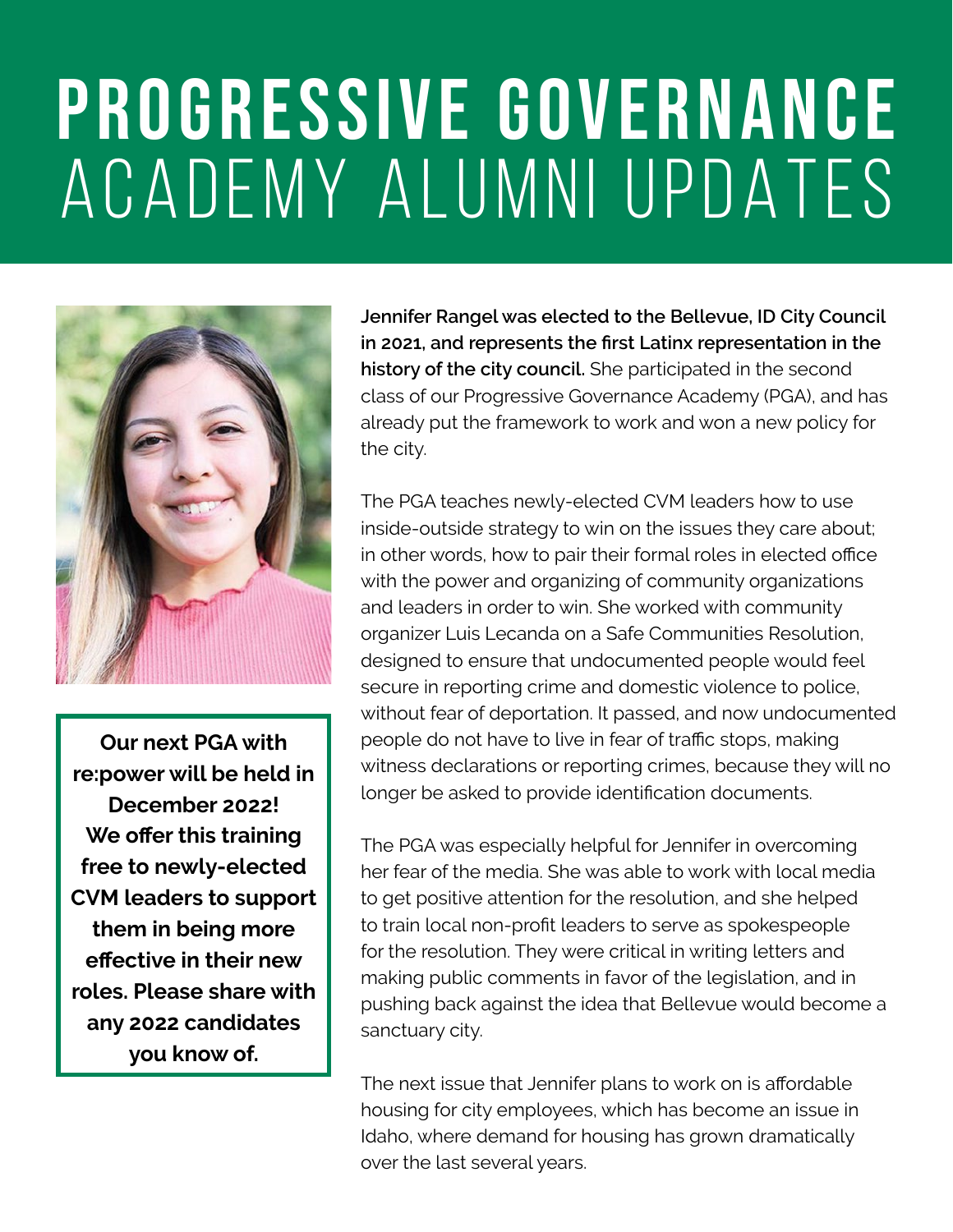# PROGRESSIVE GOVERNANCE ACADEMY ALUMNI UPDATES

**Our next PGA with re:power will be held in December 2022! We offer this training free to newly-elected CVM leaders to support them in being more effective in their new roles. Please share with any 2022 candidates you know of.**

**Jennifer Rangel was elected to the Bellevue, ID City Council in 2021, and represents the first Latinx representation in the history of the city council.** She participated in the second class of our Progressive Governance Academy (PGA), and has already put the framework to work and won a new policy for the city.

The PGA teaches newly-elected CVM leaders how to use inside-outside strategy to win on the issues they care about; in other words, how to pair their formal roles in elected office with the power and organizing of community organizations and leaders in order to win. She worked with community organizer Luis Lecanda on a Safe Communities Resolution, designed to ensure that undocumented people would feel secure in reporting crime and domestic violence to police, without fear of deportation. It passed, and now undocumented people do not have to live in fear of traffic stops, making witness declarations or reporting crimes, because they will no longer be asked to provide identification documents.

The PGA was especially helpful for Jennifer in overcoming her fear of the media. She was able to work with local media to get positive attention for the resolution, and she helped to train local non-profit leaders to serve as spokespeople for the resolution. They were critical in writing letters and making public comments in favor of the legislation, and in pushing back against the idea that Bellevue would become a sanctuary city.

The next issue that Jennifer plans to work on is affordable housing for city employees, which has become an issue in Idaho, where demand for housing has grown dramatically over the last several years.